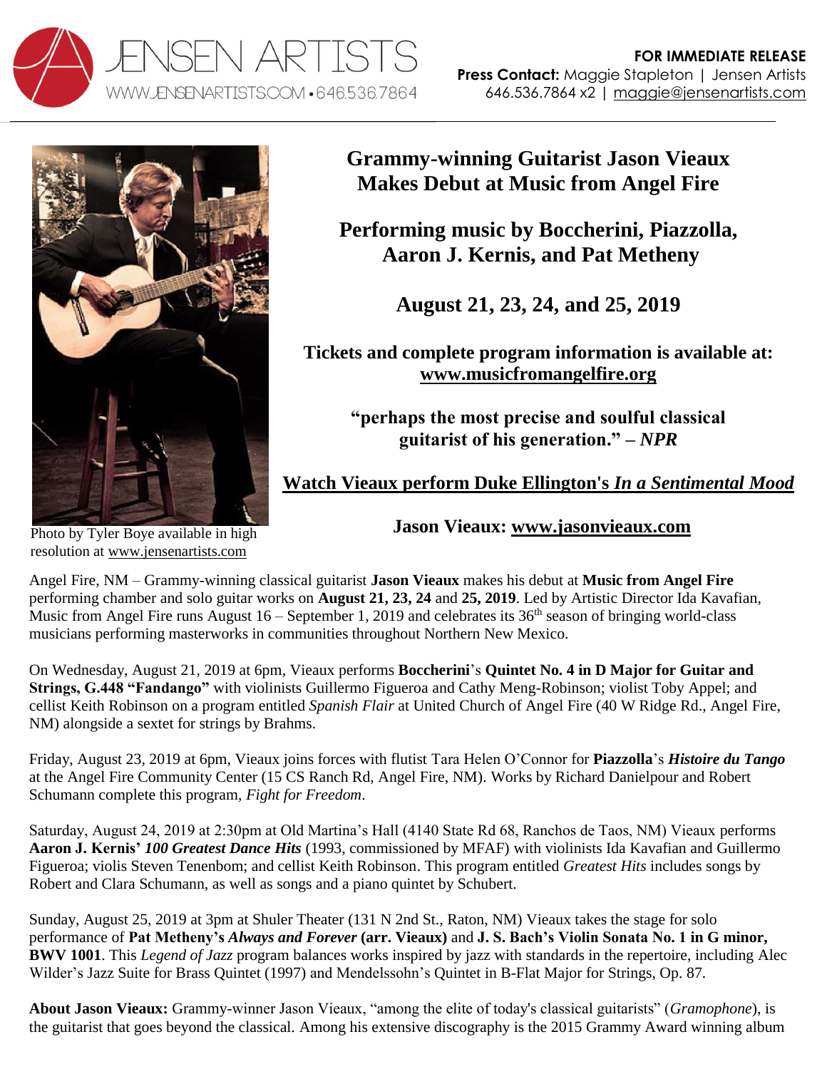JENSEN ARTISTS
WWW.JENSENARTISTS.COM • 646.536.7864

**FOR IMMEDIATE RELEASE**
**Press Contact:** Maggie Stapleton | Jensen Artists
646.536.7864 x2 | maggie@jensenartists.com

Photo by Tyler Boye available in high resolution at www.jensenartists.com

# Grammy-winning Guitarist Jason Vieaux Makes Debut at Music from Angel Fire

## Performing music by Boccherini, Piazzolla, Aaron J. Kernis, and Pat Metheny

## August 21, 23, 24, and 25, 2019

**Tickets and complete program information is available at: www.musicfromangelfire.org**

**"perhaps the most precise and soulful classical guitarist of his generation." – *NPR***

**Watch Vieaux perform Duke Ellington's *In a Sentimental Mood***

**Jason Vieaux: www.jasonvieaux.com**

Angel Fire, NM – Grammy-winning classical guitarist **Jason Vieaux** makes his debut at **Music from Angel Fire** performing chamber and solo guitar works on **August 21, 23, 24** and **25, 2019**. Led by Artistic Director Ida Kavafian, Music from Angel Fire runs August 16 – September 1, 2019 and celebrates its 36th season of bringing world-class musicians performing masterworks in communities throughout Northern New Mexico.

On Wednesday, August 21, 2019 at 6pm, Vieaux performs **Boccherini**'s **Quintet No. 4 in D Major for Guitar and Strings, G.448 "Fandango"** with violinists Guillermo Figueroa and Cathy Meng-Robinson; violist Toby Appel; and cellist Keith Robinson on a program entitled *Spanish Flair* at United Church of Angel Fire (40 W Ridge Rd., Angel Fire, NM) alongside a sextet for strings by Brahms.

Friday, August 23, 2019 at 6pm, Vieaux joins forces with flutist Tara Helen O'Connor for **Piazzolla**'s ***Histoire du Tango*** at the Angel Fire Community Center (15 CS Ranch Rd, Angel Fire, NM). Works by Richard Danielpour and Robert Schumann complete this program, *Fight for Freedom*.

Saturday, August 24, 2019 at 2:30pm at Old Martina's Hall (4140 State Rd 68, Ranchos de Taos, NM) Vieaux performs **Aaron J. Kernis' *100 Greatest Dance Hits*** (1993, commissioned by MFAF) with violinists Ida Kavafian and Guillermo Figueroa; violis Steven Tenenbom; and cellist Keith Robinson. This program entitled *Greatest Hits* includes songs by Robert and Clara Schumann, as well as songs and a piano quintet by Schubert.

Sunday, August 25, 2019 at 3pm at Shuler Theater (131 N 2nd St., Raton, NM) Vieaux takes the stage for solo performance of **Pat Metheny's *Always and Forever* (arr. Vieaux)** and **J. S. Bach's Violin Sonata No. 1 in G minor, BWV 1001**. This *Legend of Jazz* program balances works inspired by jazz with standards in the repertoire, including Alec Wilder's Jazz Suite for Brass Quintet (1997) and Mendelssohn's Quintet in B-Flat Major for Strings, Op. 87.

**About Jason Vieaux:** Grammy-winner Jason Vieaux, "among the elite of today's classical guitarists" (*Gramophone*), is the guitarist that goes beyond the classical. Among his extensive discography is the 2015 Grammy Award winning album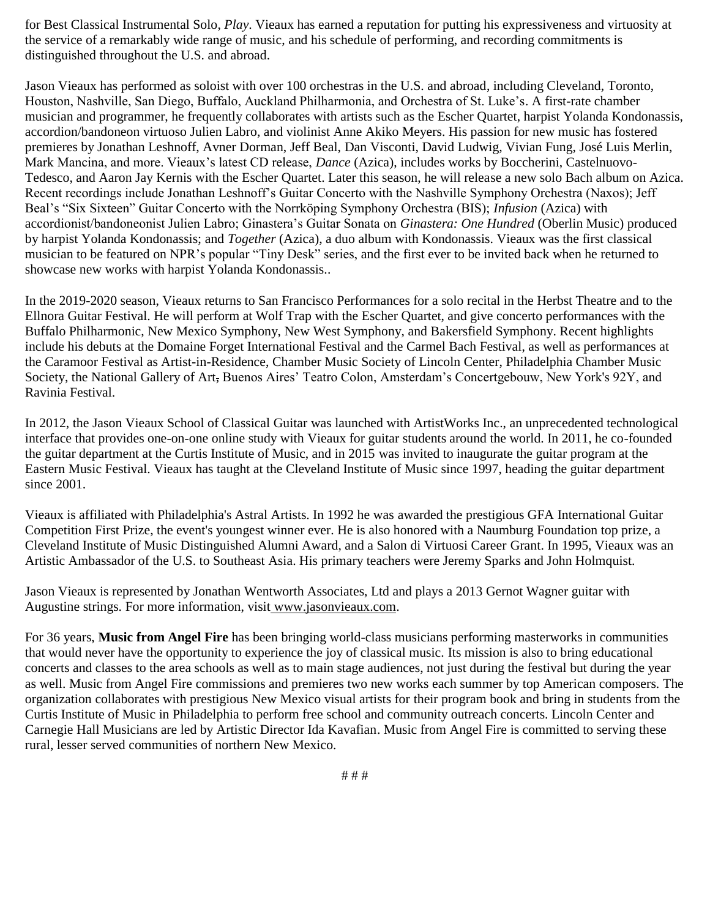for Best Classical Instrumental Solo, *Play.* Vieaux has earned a reputation for putting his expressiveness and virtuosity at the service of a remarkably wide range of music, and his schedule of performing, and recording commitments is distinguished throughout the U.S. and abroad.

Jason Vieaux has performed as soloist with over 100 orchestras in the U.S. and abroad, including Cleveland, Toronto, Houston, Nashville, San Diego, Buffalo, Auckland Philharmonia, and Orchestra of St. Luke's. A first-rate chamber musician and programmer, he frequently collaborates with artists such as the Escher Quartet, harpist Yolanda Kondonassis, accordion/bandoneon virtuoso Julien Labro, and violinist Anne Akiko Meyers. His passion for new music has fostered premieres by Jonathan Leshnoff, Avner Dorman, Jeff Beal, Dan Visconti, David Ludwig, Vivian Fung, José Luis Merlin, Mark Mancina, and more. Vieaux's latest CD release, *Dance* (Azica), includes works by Boccherini, Castelnuovo-Tedesco, and Aaron Jay Kernis with the Escher Quartet. Later this season, he will release a new solo Bach album on Azica. Recent recordings include Jonathan Leshnoff's Guitar Concerto with the Nashville Symphony Orchestra (Naxos); Jeff Beal's "Six Sixteen" Guitar Concerto with the Norrköping Symphony Orchestra (BIS); *Infusion* (Azica) with accordionist/bandoneonist Julien Labro; Ginastera's Guitar Sonata on *Ginastera: One Hundred* (Oberlin Music) produced by harpist Yolanda Kondonassis; and *Together* (Azica), a duo album with Kondonassis. Vieaux was the first classical musician to be featured on NPR's popular "Tiny Desk" series, and the first ever to be invited back when he returned to showcase new works with harpist Yolanda Kondonassis..

In the 2019-2020 season, Vieaux returns to San Francisco Performances for a solo recital in the Herbst Theatre and to the Ellnora Guitar Festival. He will perform at Wolf Trap with the Escher Quartet, and give concerto performances with the Buffalo Philharmonic, New Mexico Symphony, New West Symphony, and Bakersfield Symphony. Recent highlights include his debuts at the Domaine Forget International Festival and the Carmel Bach Festival, as well as performances at the Caramoor Festival as Artist-in-Residence, Chamber Music Society of Lincoln Center, Philadelphia Chamber Music Society, the National Gallery of Art, Buenos Aires' Teatro Colon, Amsterdam's Concertgebouw, New York's 92Y, and Ravinia Festival.

In 2012, the Jason Vieaux School of Classical Guitar was launched with ArtistWorks Inc., an unprecedented technological interface that provides one-on-one online study with Vieaux for guitar students around the world. In 2011, he co-founded the guitar department at the Curtis Institute of Music, and in 2015 was invited to inaugurate the guitar program at the Eastern Music Festival. Vieaux has taught at the Cleveland Institute of Music since 1997, heading the guitar department since 2001.

Vieaux is affiliated with Philadelphia's Astral Artists. In 1992 he was awarded the prestigious GFA International Guitar Competition First Prize, the event's youngest winner ever. He is also honored with a Naumburg Foundation top prize, a Cleveland Institute of Music Distinguished Alumni Award, and a Salon di Virtuosi Career Grant. In 1995, Vieaux was an Artistic Ambassador of the U.S. to Southeast Asia. His primary teachers were Jeremy Sparks and John Holmquist.

Jason Vieaux is represented by Jonathan Wentworth Associates, Ltd and plays a 2013 Gernot Wagner guitar with Augustine strings. For more information, visit www.jasonvieaux.com.

For 36 years, **Music from Angel Fire** has been bringing world-class musicians performing masterworks in communities that would never have the opportunity to experience the joy of classical music. Its mission is also to bring educational concerts and classes to the area schools as well as to main stage audiences, not just during the festival but during the year as well. Music from Angel Fire commissions and premieres two new works each summer by top American composers. The organization collaborates with prestigious New Mexico visual artists for their program book and bring in students from the Curtis Institute of Music in Philadelphia to perform free school and community outreach concerts. Lincoln Center and Carnegie Hall Musicians are led by Artistic Director Ida Kavafian. Music from Angel Fire is committed to serving these rural, lesser served communities of northern New Mexico.

# # #